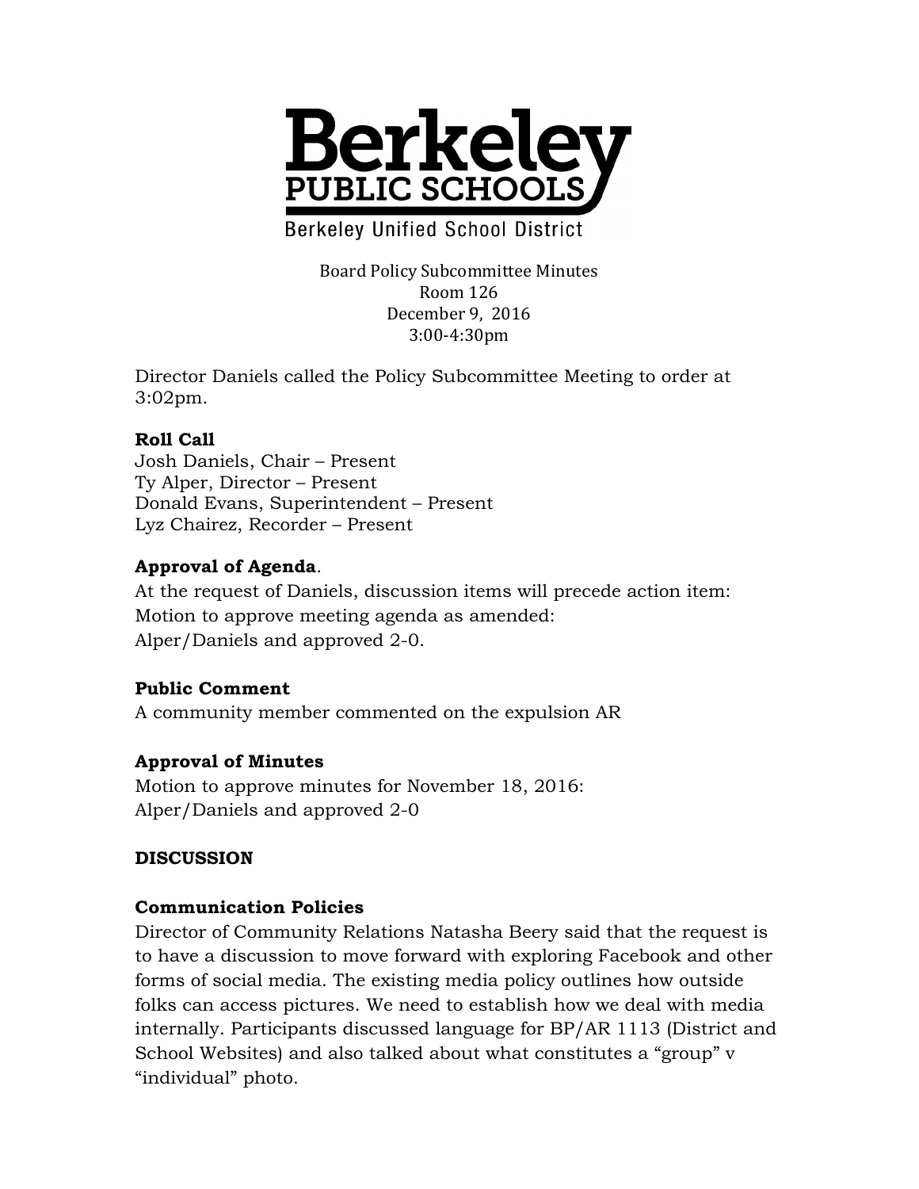# Berkeley PUBLIC SCHOOLS

Berkeley Unified School District

Board Policy Subcommittee Minutes
Room 126
December 9, 2016
3:00-4:30pm

Director Daniels called the Policy Subcommittee Meeting to order at 3:02pm.

**Roll Call**
Josh Daniels, Chair – Present
Ty Alper, Director – Present
Donald Evans, Superintendent – Present
Lyz Chairez, Recorder – Present

**Approval of Agenda**.
At the request of Daniels, discussion items will precede action item:
Motion to approve meeting agenda as amended:
Alper/Daniels and approved 2-0.

**Public Comment**
A community member commented on the expulsion AR

**Approval of Minutes**
Motion to approve minutes for November 18, 2016:
Alper/Daniels and approved 2-0

**DISCUSSION**

**Communication Policies**
Director of Community Relations Natasha Beery said that the request is to have a discussion to move forward with exploring Facebook and other forms of social media. The existing media policy outlines how outside folks can access pictures. We need to establish how we deal with media internally. Participants discussed language for BP/AR 1113 (District and School Websites) and also talked about what constitutes a "group" v "individual" photo.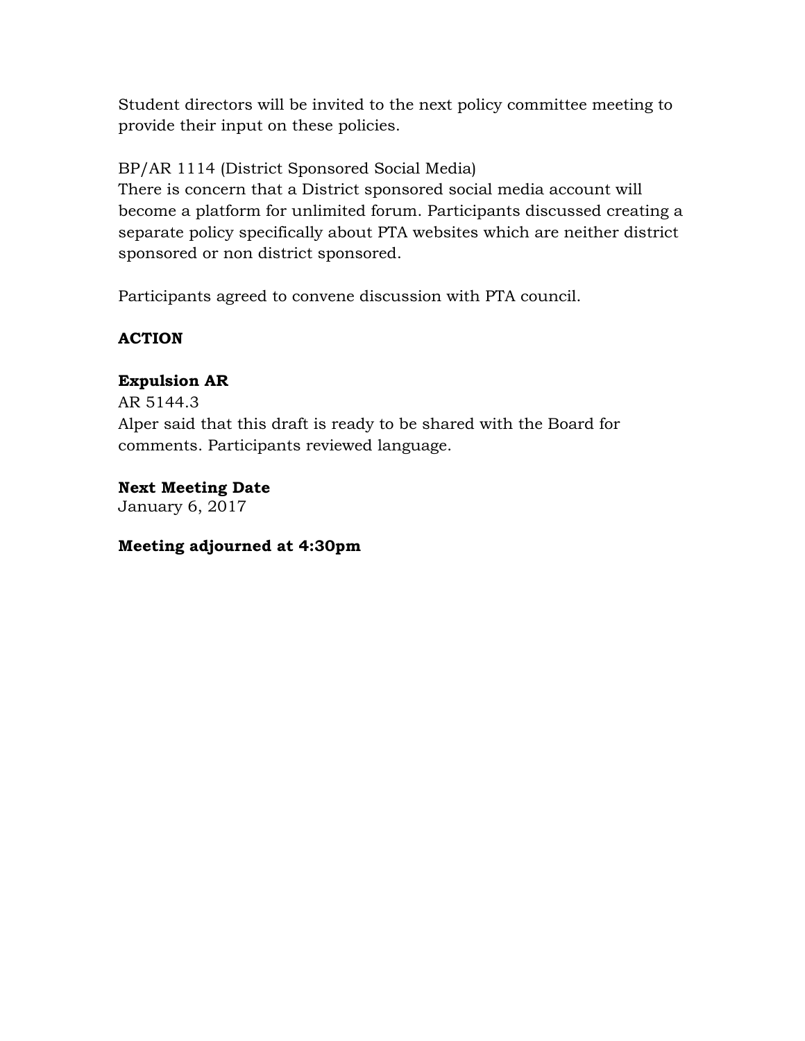Student directors will be invited to the next policy committee meeting to provide their input on these policies.

BP/AR 1114 (District Sponsored Social Media)
There is concern that a District sponsored social media account will become a platform for unlimited forum. Participants discussed creating a separate policy specifically about PTA websites which are neither district sponsored or non district sponsored.

Participants agreed to convene discussion with PTA council.

**ACTION**

**Expulsion AR**
AR 5144.3
Alper said that this draft is ready to be shared with the Board for comments. Participants reviewed language.

**Next Meeting Date**
January 6, 2017

**Meeting adjourned at 4:30pm**